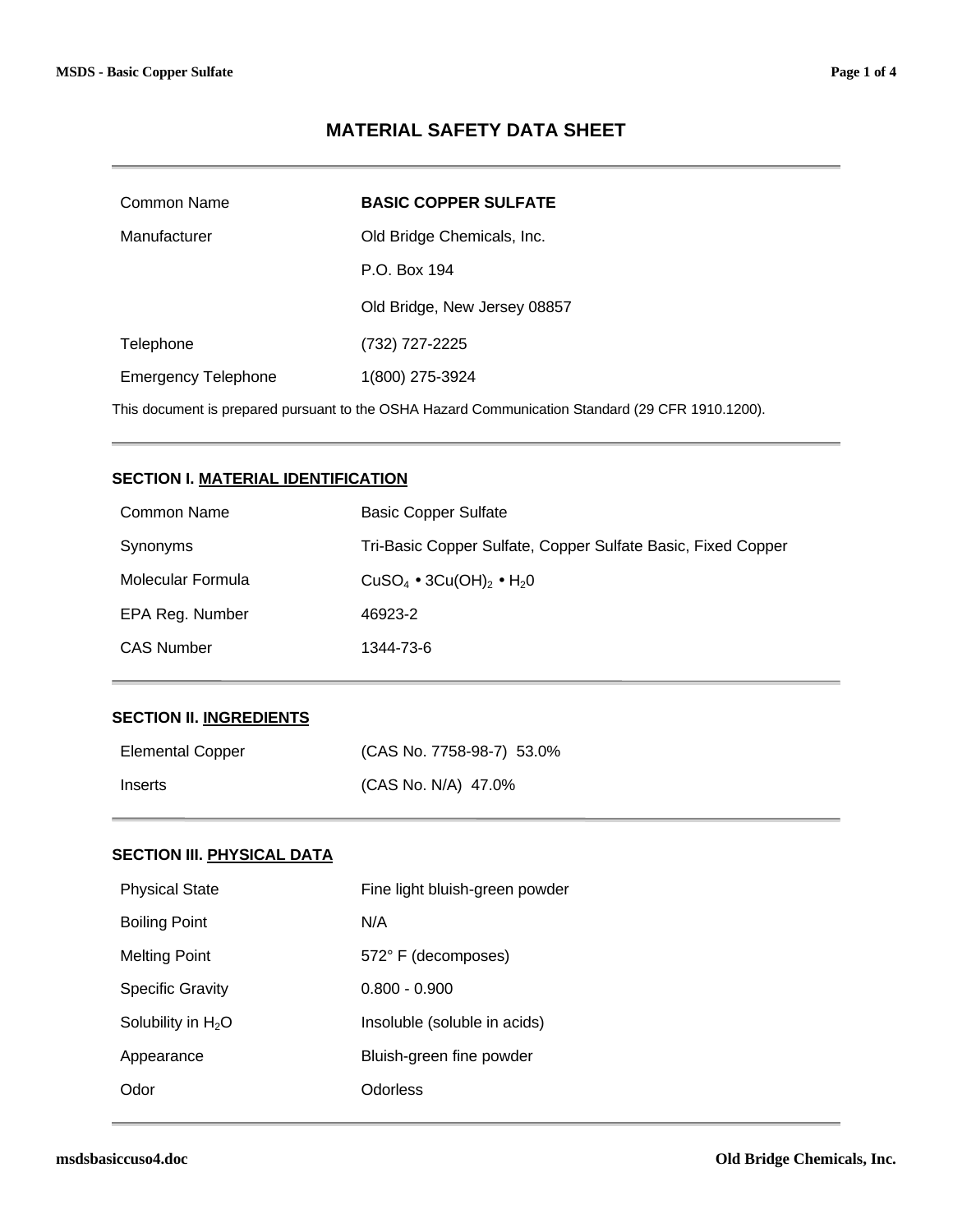# MATERIAL SAFETY DATA SHEET

| | |
|---|---|
| Common Name | **BASIC COPPER SULFATE** |
| Manufacturer | Old Bridge Chemicals, Inc. |
| | P.O. Box 194 |
| | Old Bridge, New Jersey 08857 |
| Telephone | (732) 727-2225 |
| Emergency Telephone | 1(800) 275-3924 |

This document is prepared pursuant to the OSHA Hazard Communication Standard (29 CFR 1910.1200).

## SECTION I. MATERIAL IDENTIFICATION

| | |
|---|---|
| Common Name | Basic Copper Sulfate |
| Synonyms | Tri-Basic Copper Sulfate, Copper Sulfate Basic, Fixed Copper |
| Molecular Formula | $CuSO_4 \bullet 3Cu(OH)_2 \bullet H_20$ |
| EPA Reg. Number | 46923-2 |
| CAS Number | 1344-73-6 |

## SECTION II. INGREDIENTS

| | |
|---|---|
| Elemental Copper | (CAS No. 7758-98-7) 53.0% |
| Inserts | (CAS No. N/A) 47.0% |

## SECTION III. PHYSICAL DATA

| | |
|---|---|
| Physical State | Fine light bluish-green powder |
| Boiling Point | N/A |
| Melting Point | 572° F (decomposes) |
| Specific Gravity | 0.800 - 0.900 |
| Solubility in $H_2O$ | Insoluble (soluble in acids) |
| Appearance | Bluish-green fine powder |
| Odor | Odorless |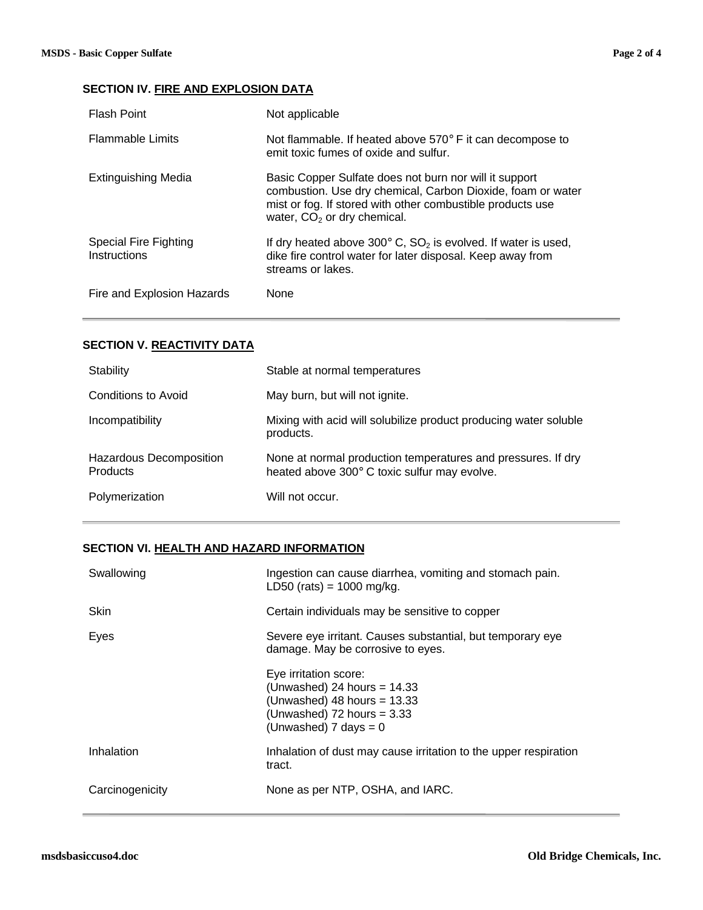## SECTION IV. FIRE AND EXPLOSION DATA

| | |
|---|---|
| Flash Point | Not applicable |
| Flammable Limits | Not flammable. If heated above 570° F it can decompose to emit toxic fumes of oxide and sulfur. |
| Extinguishing Media | Basic Copper Sulfate does not burn nor will it support combustion. Use dry chemical, Carbon Dioxide, foam or water mist or fog. If stored with other combustible products use water, $CO_2$ or dry chemical. |
| Special Fire Fighting Instructions | If dry heated above 300° C, $SO_2$ is evolved. If water is used, dike fire control water for later disposal. Keep away from streams or lakes. |
| Fire and Explosion Hazards | None |

## SECTION V. REACTIVITY DATA

| | |
|---|---|
| Stability | Stable at normal temperatures |
| Conditions to Avoid | May burn, but will not ignite. |
| Incompatibility | Mixing with acid will solubilize product producing water soluble products. |
| Hazardous Decomposition Products | None at normal production temperatures and pressures. If dry heated above 300° C toxic sulfur may evolve. |
| Polymerization | Will not occur. |

## SECTION VI. HEALTH AND HAZARD INFORMATION

| | |
|---|---|
| Swallowing | Ingestion can cause diarrhea, vomiting and stomach pain. LD50 (rats) = 1000 mg/kg. |
| Skin | Certain individuals may be sensitive to copper |
| Eyes | Severe eye irritant. Causes substantial, but temporary eye damage. May be corrosive to eyes.<br><br>Eye irritation score:<br>(Unwashed) 24 hours = 14.33<br>(Unwashed) 48 hours = 13.33<br>(Unwashed) 72 hours = 3.33<br>(Unwashed) 7 days = 0 |
| Inhalation | Inhalation of dust may cause irritation to the upper respiration tract. |
| Carcinogenicity | None as per NTP, OSHA, and IARC. |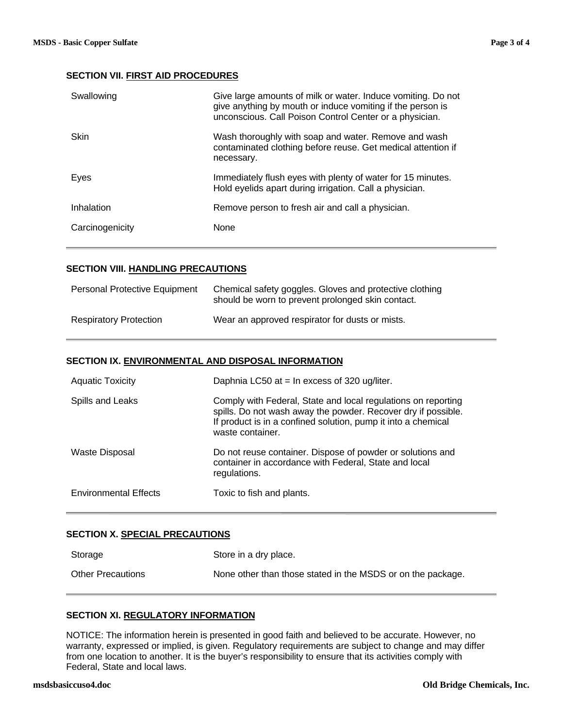## SECTION VII. FIRST AID PROCEDURES

| | |
|---|---|
| Swallowing | Give large amounts of milk or water. Induce vomiting. Do not give anything by mouth or induce vomiting if the person is unconscious. Call Poison Control Center or a physician. |
| Skin | Wash thoroughly with soap and water. Remove and wash contaminated clothing before reuse. Get medical attention if necessary. |
| Eyes | Immediately flush eyes with plenty of water for 15 minutes. Hold eyelids apart during irrigation. Call a physician. |
| Inhalation | Remove person to fresh air and call a physician. |
| Carcinogenicity | None |

## SECTION VIII. HANDLING PRECAUTIONS

| | |
|---|---|
| Personal Protective Equipment | Chemical safety goggles. Gloves and protective clothing should be worn to prevent prolonged skin contact. |
| Respiratory Protection | Wear an approved respirator for dusts or mists. |

## SECTION IX. ENVIRONMENTAL AND DISPOSAL INFORMATION

| | |
|---|---|
| Aquatic Toxicity | Daphnia LC50 at = In excess of 320 ug/liter. |
| Spills and Leaks | Comply with Federal, State and local regulations on reporting spills. Do not wash away the powder. Recover dry if possible. If product is in a confined solution, pump it into a chemical waste container. |
| Waste Disposal | Do not reuse container. Dispose of powder or solutions and container in accordance with Federal, State and local regulations. |
| Environmental Effects | Toxic to fish and plants. |

## SECTION X. SPECIAL PRECAUTIONS

| | |
|---|---|
| Storage | Store in a dry place. |
| Other Precautions | None other than those stated in the MSDS or on the package. |

## SECTION XI. REGULATORY INFORMATION

NOTICE: The information herein is presented in good faith and believed to be accurate. However, no warranty, expressed or implied, is given. Regulatory requirements are subject to change and may differ from one location to another. It is the buyer's responsibility to ensure that its activities comply with Federal, State and local laws.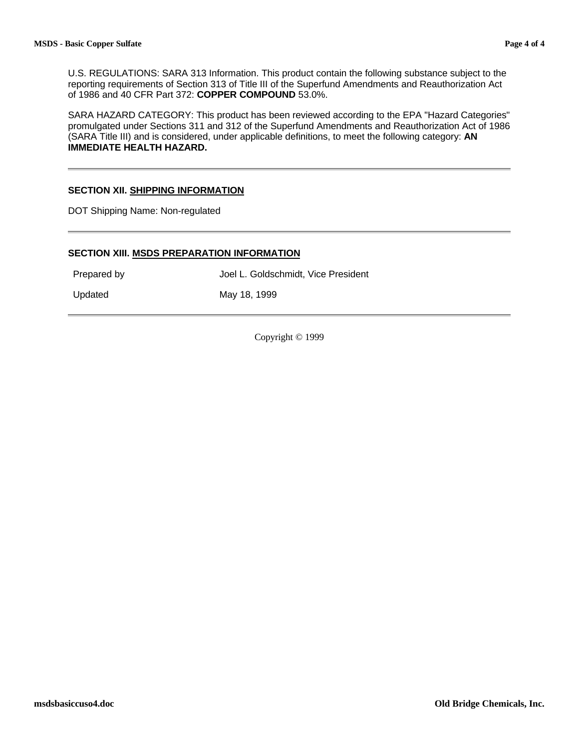U.S. REGULATIONS: SARA 313 Information. This product contain the following substance subject to the reporting requirements of Section 313 of Title III of the Superfund Amendments and Reauthorization Act of 1986 and 40 CFR Part 372: **COPPER COMPOUND** 53.0%.

SARA HAZARD CATEGORY: This product has been reviewed according to the EPA "Hazard Categories" promulgated under Sections 311 and 312 of the Superfund Amendments and Reauthorization Act of 1986 (SARA Title III) and is considered, under applicable definitions, to meet the following category: **AN IMMEDIATE HEALTH HAZARD.**

---

### SECTION XII. SHIPPING INFORMATION

DOT Shipping Name: Non-regulated

---

### SECTION XIII. MSDS PREPARATION INFORMATION

| | |
|---|---|
| Prepared by | Joel L. Goldschmidt, Vice President |
| Updated | May 18, 1999 |

---

Copyright © 1999